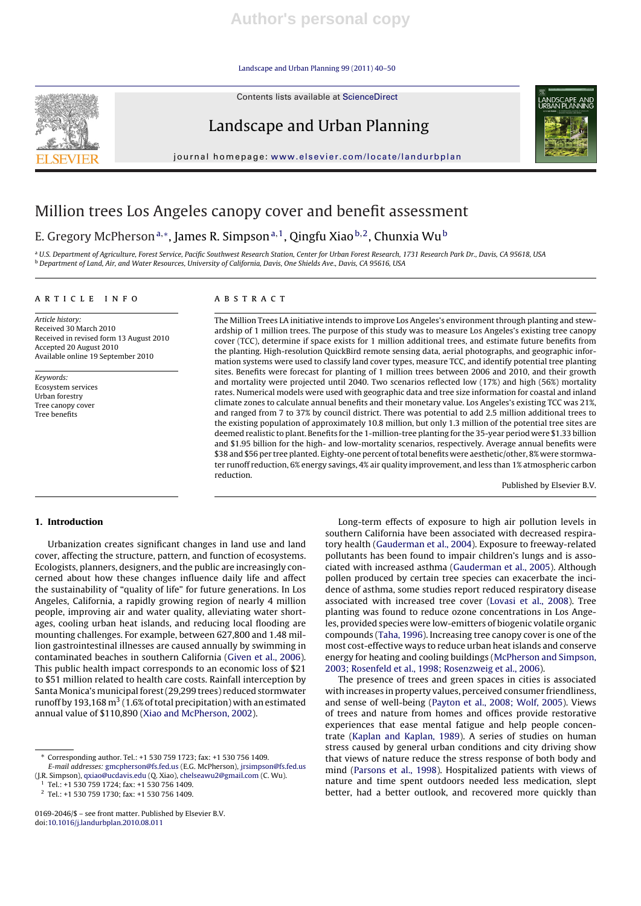# Million trees Los Angeles canopy cover and benefit assessment

E. Gregory McPherson[a,*], James R. Simpson[a,1], Qingfu Xiao[b,2], Chunxia Wu[b]

[a] U.S. Department of Agriculture, Forest Service, Pacific Southwest Research Station, Center for Urban Forest Research, 1731 Research Park Dr., Davis, CA 95618, USA
[b] Department of Land, Air, and Water Resources, University of California, Davis, One Shields Ave., Davis, CA 95616, USA

## ARTICLE INFO

*Article history:*
Received 30 March 2010
Received in revised form 13 August 2010
Accepted 20 August 2010
Available online 19 September 2010

*Keywords:*
Ecosystem services
Urban forestry
Tree canopy cover
Tree benefits

## ABSTRACT

The Million Trees LA initiative intends to improve Los Angeles's environment through planting and stewardship of 1 million trees. The purpose of this study was to measure Los Angeles's existing tree canopy cover (TCC), determine if space exists for 1 million additional trees, and estimate future benefits from the planting. High-resolution QuickBird remote sensing data, aerial photographs, and geographic information systems were used to classify land cover types, measure TCC, and identify potential tree planting sites. Benefits were forecast for planting of 1 million trees between 2006 and 2010, and their growth and mortality were projected until 2040. Two scenarios reflected low (17%) and high (56%) mortality rates. Numerical models were used with geographic data and tree size information for coastal and inland climate zones to calculate annual benefits and their monetary value. Los Angeles's existing TCC was 21%, and ranged from 7 to 37% by council district. There was potential to add 2.5 million additional trees to the existing population of approximately 10.8 million, but only 1.3 million of the potential tree sites are deemed realistic to plant. Benefits for the 1-million-tree planting for the 35-year period were $1.33 billion and $1.95 billion for the high- and low-mortality scenarios, respectively. Average annual benefits were $38 and $56 per tree planted. Eighty-one percent of total benefits were aesthetic/other, 8% were stormwater runoff reduction, 6% energy savings, 4% air quality improvement, and less than 1% atmospheric carbon reduction.

Published by Elsevier B.V.

## 1. Introduction

Urbanization creates significant changes in land use and land cover, affecting the structure, pattern, and function of ecosystems. Ecologists, planners, designers, and the public are increasingly concerned about how these changes influence daily life and affect the sustainability of "quality of life" for future generations. In Los Angeles, California, a rapidly growing region of nearly 4 million people, improving air and water quality, alleviating water shortages, cooling urban heat islands, and reducing local flooding are mounting challenges. For example, between 627,800 and 1.48 million gastrointestinal illnesses are caused annually by swimming in contaminated beaches in southern California (Given et al., 2006). This public health impact corresponds to an economic loss of $21 to $51 million related to health care costs. Rainfall interception by Santa Monica's municipal forest (29,299 trees) reduced stormwater runoff by 193,168 m$^3$ (1.6% of total precipitation) with an estimated annual value of $110,890 (Xiao and McPherson, 2002).

Long-term effects of exposure to high air pollution levels in southern California have been associated with decreased respiratory health (Gauderman et al., 2004). Exposure to freeway-related pollutants has been found to impair children's lungs and is associated with increased asthma (Gauderman et al., 2005). Although pollen produced by certain tree species can exacerbate the incidence of asthma, some studies report reduced respiratory disease associated with increased tree cover (Lovasi et al., 2008). Tree planting was found to reduce ozone concentrations in Los Angeles, provided species were low-emitters of biogenic volatile organic compounds (Taha, 1996). Increasing tree canopy cover is one of the most cost-effective ways to reduce urban heat islands and conserve energy for heating and cooling buildings (McPherson and Simpson, 2003; Rosenfeld et al., 1998; Rosenzweig et al., 2006).

The presence of trees and green spaces in cities is associated with increases in property values, perceived consumer friendliness, and sense of well-being (Payton et al., 2008; Wolf, 2005). Views of trees and nature from homes and offices provide restorative experiences that ease mental fatigue and help people concentrate (Kaplan and Kaplan, 1989). A series of studies on human stress caused by general urban conditions and city driving show that views of nature reduce the stress response of both body and mind (Parsons et al., 1998). Hospitalized patients with views of nature and time spent outdoors needed less medication, slept better, had a better outlook, and recovered more quickly than

---

\* Corresponding author. Tel.: +1 530 759 1723; fax: +1 530 756 1409.
*E-mail addresses:* gmcpherson@fs.fed.us (E.G. McPherson), jrsimpson@fs.fed.us (J.R. Simpson), qxiao@ucdavis.edu (Q. Xiao), chelseawu2@gmail.com (C. Wu).
[1] Tel.: +1 530 759 1724; fax: +1 530 756 1409.
[2] Tel.: +1 530 759 1730; fax: +1 530 756 1409.

0169-2046/$ – see front matter. Published by Elsevier B.V.
doi:10.1016/j.landurbplan.2010.08.011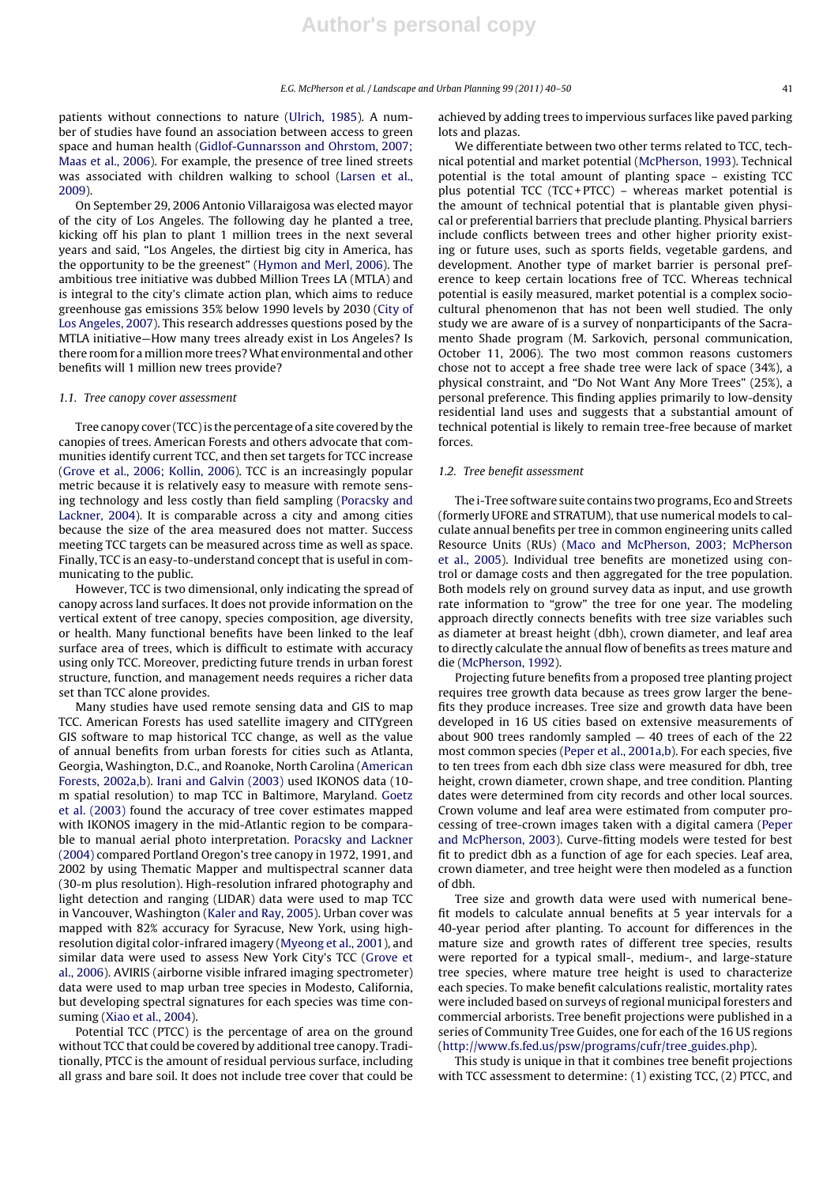patients without connections to nature (Ulrich, 1985). A number of studies have found an association between access to green space and human health (Gidlof-Gunnarsson and Ohrstom, 2007; Maas et al., 2006). For example, the presence of tree lined streets was associated with children walking to school (Larsen et al., 2009).

On September 29, 2006 Antonio Villaraigosa was elected mayor of the city of Los Angeles. The following day he planted a tree, kicking off his plan to plant 1 million trees in the next several years and said, "Los Angeles, the dirtiest big city in America, has the opportunity to be the greenest" (Hymon and Merl, 2006). The ambitious tree initiative was dubbed Million Trees LA (MTLA) and is integral to the city's climate action plan, which aims to reduce greenhouse gas emissions 35% below 1990 levels by 2030 (City of Los Angeles, 2007). This research addresses questions posed by the MTLA initiative—How many trees already exist in Los Angeles? Is there room for a million more trees? What environmental and other benefits will 1 million new trees provide?

### 1.1. Tree canopy cover assessment

Tree canopy cover (TCC) is the percentage of a site covered by the canopies of trees. American Forests and others advocate that communities identify current TCC, and then set targets for TCC increase (Grove et al., 2006; Kollin, 2006). TCC is an increasingly popular metric because it is relatively easy to measure with remote sensing technology and less costly than field sampling (Poracsky and Lackner, 2004). It is comparable across a city and among cities because the size of the area measured does not matter. Success meeting TCC targets can be measured across time as well as space. Finally, TCC is an easy-to-understand concept that is useful in communicating to the public.

However, TCC is two dimensional, only indicating the spread of canopy across land surfaces. It does not provide information on the vertical extent of tree canopy, species composition, age diversity, or health. Many functional benefits have been linked to the leaf surface area of trees, which is difficult to estimate with accuracy using only TCC. Moreover, predicting future trends in urban forest structure, function, and management needs requires a richer data set than TCC alone provides.

Many studies have used remote sensing data and GIS to map TCC. American Forests has used satellite imagery and CITYgreen GIS software to map historical TCC change, as well as the value of annual benefits from urban forests for cities such as Atlanta, Georgia, Washington, D.C., and Roanoke, North Carolina (American Forests, 2002a,b). Irani and Galvin (2003) used IKONOS data (10-m spatial resolution) to map TCC in Baltimore, Maryland. Goetz et al. (2003) found the accuracy of tree cover estimates mapped with IKONOS imagery in the mid-Atlantic region to be comparable to manual aerial photo interpretation. Poracsky and Lackner (2004) compared Portland Oregon's tree canopy in 1972, 1991, and 2002 by using Thematic Mapper and multispectral scanner data (30-m plus resolution). High-resolution infrared photography and light detection and ranging (LIDAR) data were used to map TCC in Vancouver, Washington (Kaler and Ray, 2005). Urban cover was mapped with 82% accuracy for Syracuse, New York, using high-resolution digital color-infrared imagery (Myeong et al., 2001), and similar data were used to assess New York City's TCC (Grove et al., 2006). AVIRIS (airborne visible infrared imaging spectrometer) data were used to map urban tree species in Modesto, California, but developing spectral signatures for each species was time consuming (Xiao et al., 2004).

Potential TCC (PTCC) is the percentage of area on the ground without TCC that could be covered by additional tree canopy. Traditionally, PTCC is the amount of residual pervious surface, including all grass and bare soil. It does not include tree cover that could be achieved by adding trees to impervious surfaces like paved parking lots and plazas.

We differentiate between two other terms related to TCC, technical potential and market potential (McPherson, 1993). Technical potential is the total amount of planting space – existing TCC plus potential TCC (TCC + PTCC) – whereas market potential is the amount of technical potential that is plantable given physical or preferential barriers that preclude planting. Physical barriers include conflicts between trees and other higher priority existing or future uses, such as sports fields, vegetable gardens, and development. Another type of market barrier is personal preference to keep certain locations free of TCC. Whereas technical potential is easily measured, market potential is a complex sociocultural phenomenon that has not been well studied. The only study we are aware of is a survey of nonparticipants of the Sacramento Shade program (M. Sarkovich, personal communication, October 11, 2006). The two most common reasons customers chose not to accept a free shade tree were lack of space (34%), a physical constraint, and "Do Not Want Any More Trees" (25%), a personal preference. This finding applies primarily to low-density residential land uses and suggests that a substantial amount of technical potential is likely to remain tree-free because of market forces.

### 1.2. Tree benefit assessment

The i-Tree software suite contains two programs, Eco and Streets (formerly UFORE and STRATUM), that use numerical models to calculate annual benefits per tree in common engineering units called Resource Units (RUs) (Maco and McPherson, 2003; McPherson et al., 2005). Individual tree benefits are monetized using control or damage costs and then aggregated for the tree population. Both models rely on ground survey data as input, and use growth rate information to "grow" the tree for one year. The modeling approach directly connects benefits with tree size variables such as diameter at breast height (dbh), crown diameter, and leaf area to directly calculate the annual flow of benefits as trees mature and die (McPherson, 1992).

Projecting future benefits from a proposed tree planting project requires tree growth data because as trees grow larger the benefits they produce increases. Tree size and growth data have been developed in 16 US cities based on extensive measurements of about 900 trees randomly sampled — 40 trees of each of the 22 most common species (Peper et al., 2001a,b). For each species, five to ten trees from each dbh size class were measured for dbh, tree height, crown diameter, crown shape, and tree condition. Planting dates were determined from city records and other local sources. Crown volume and leaf area were estimated from computer processing of tree-crown images taken with a digital camera (Peper and McPherson, 2003). Curve-fitting models were tested for best fit to predict dbh as a function of age for each species. Leaf area, crown diameter, and tree height were then modeled as a function of dbh.

Tree size and growth data were used with numerical benefit models to calculate annual benefits at 5 year intervals for a 40-year period after planting. To account for differences in the mature size and growth rates of different tree species, results were reported for a typical small-, medium-, and large-stature tree species, where mature tree height is used to characterize each species. To make benefit calculations realistic, mortality rates were included based on surveys of regional municipal foresters and commercial arborists. Tree benefit projections were published in a series of Community Tree Guides, one for each of the 16 US regions (http://www.fs.fed.us/psw/programs/cufr/tree_guides.php).

This study is unique in that it combines tree benefit projections with TCC assessment to determine: (1) existing TCC, (2) PTCC, and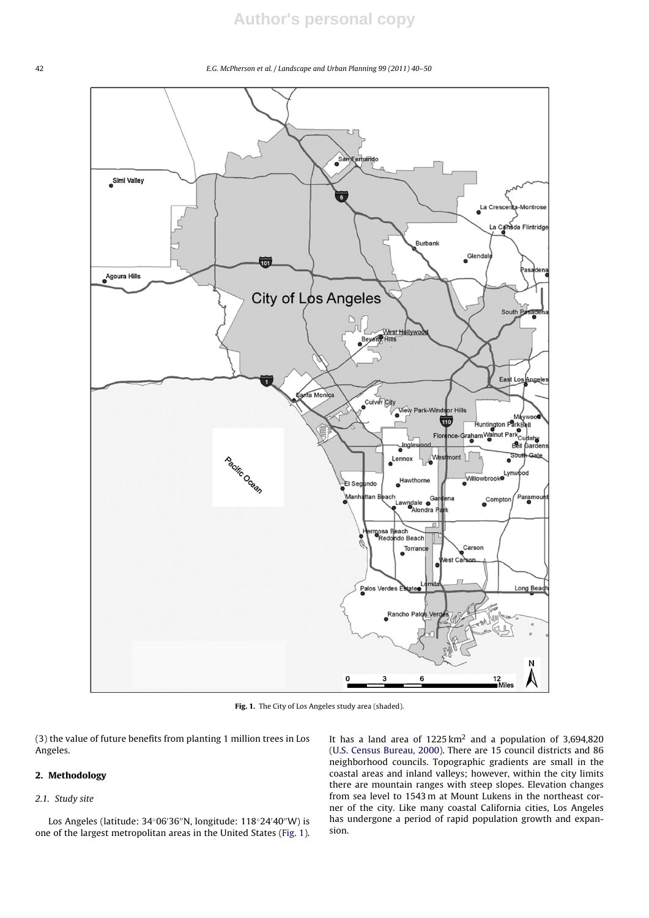Fig. 1. The City of Los Angeles study area (shaded).

(3) the value of future benefits from planting 1 million trees in Los Angeles.

## 2. Methodology

### 2.1. Study site

Los Angeles (latitude: 34°06′36″N, longitude: 118°24′40″W) is one of the largest metropolitan areas in the United States (Fig. 1). It has a land area of 1225 km$^2$ and a population of 3,694,820 (U.S. Census Bureau, 2000). There are 15 council districts and 86 neighborhood councils. Topographic gradients are small in the coastal areas and inland valleys; however, within the city limits there are mountain ranges with steep slopes. Elevation changes from sea level to 1543 m at Mount Lukens in the northeast corner of the city. Like many coastal California cities, Los Angeles has undergone a period of rapid population growth and expansion.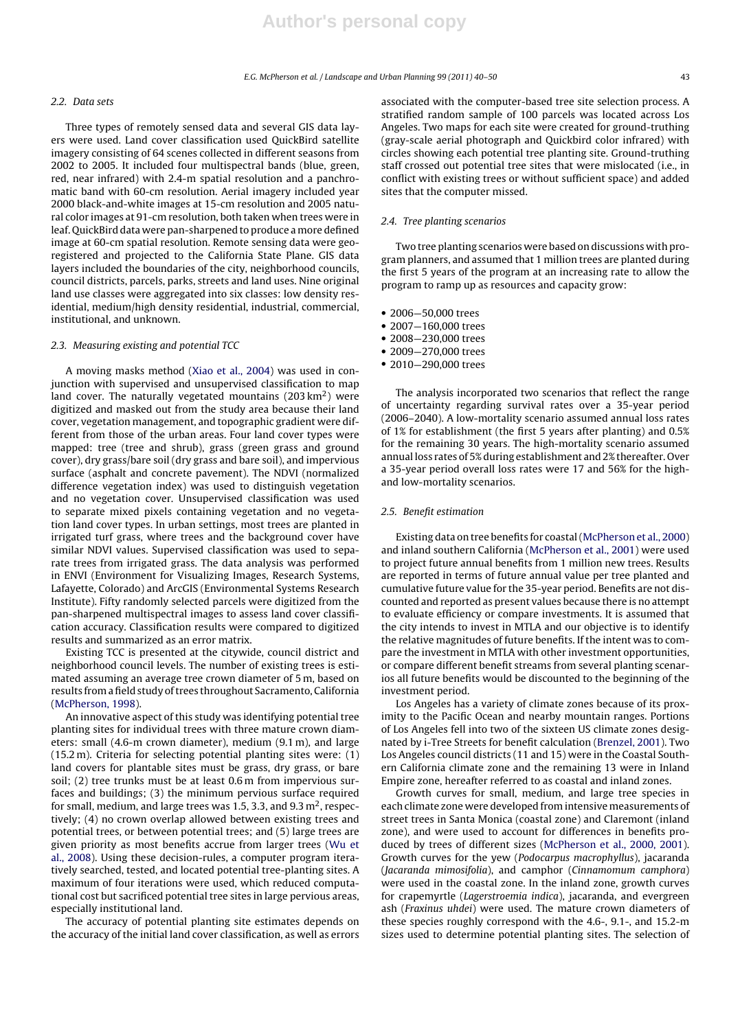### 2.2. Data sets

Three types of remotely sensed data and several GIS data layers were used. Land cover classification used QuickBird satellite imagery consisting of 64 scenes collected in different seasons from 2002 to 2005. It included four multispectral bands (blue, green, red, near infrared) with 2.4-m spatial resolution and a panchromatic band with 60-cm resolution. Aerial imagery included year 2000 black-and-white images at 15-cm resolution and 2005 natural color images at 91-cm resolution, both taken when trees were in leaf. QuickBird data were pan-sharpened to produce a more defined image at 60-cm spatial resolution. Remote sensing data were georegistered and projected to the California State Plane. GIS data layers included the boundaries of the city, neighborhood councils, council districts, parcels, parks, streets and land uses. Nine original land use classes were aggregated into six classes: low density residential, medium/high density residential, industrial, commercial, institutional, and unknown.

### 2.3. Measuring existing and potential TCC

A moving masks method (Xiao et al., 2004) was used in conjunction with supervised and unsupervised classification to map land cover. The naturally vegetated mountains (203 km$^2$) were digitized and masked out from the study area because their land cover, vegetation management, and topographic gradient were different from those of the urban areas. Four land cover types were mapped: tree (tree and shrub), grass (green grass and ground cover), dry grass/bare soil (dry grass and bare soil), and impervious surface (asphalt and concrete pavement). The NDVI (normalized difference vegetation index) was used to distinguish vegetation and no vegetation cover. Unsupervised classification was used to separate mixed pixels containing vegetation and no vegetation land cover types. In urban settings, most trees are planted in irrigated turf grass, where trees and the background cover have similar NDVI values. Supervised classification was used to separate trees from irrigated grass. The data analysis was performed in ENVI (Environment for Visualizing Images, Research Systems, Lafayette, Colorado) and ArcGIS (Environmental Systems Research Institute). Fifty randomly selected parcels were digitized from the pan-sharpened multispectral images to assess land cover classification accuracy. Classification results were compared to digitized results and summarized as an error matrix.

Existing TCC is presented at the citywide, council district and neighborhood council levels. The number of existing trees is estimated assuming an average tree crown diameter of 5 m, based on results from a field study of trees throughout Sacramento, California (McPherson, 1998).

An innovative aspect of this study was identifying potential tree planting sites for individual trees with three mature crown diameters: small (4.6-m crown diameter), medium (9.1 m), and large (15.2 m). Criteria for selecting potential planting sites were: (1) land covers for plantable sites must be grass, dry grass, or bare soil; (2) tree trunks must be at least 0.6 m from impervious surfaces and buildings; (3) the minimum pervious surface required for small, medium, and large trees was 1.5, 3.3, and 9.3 m$^2$, respectively; (4) no crown overlap allowed between existing trees and potential trees, or between potential trees; and (5) large trees are given priority as most benefits accrue from larger trees (Wu et al., 2008). Using these decision-rules, a computer program iteratively searched, tested, and located potential tree-planting sites. A maximum of four iterations were used, which reduced computational cost but sacrificed potential tree sites in large pervious areas, especially institutional land.

The accuracy of potential planting site estimates depends on the accuracy of the initial land cover classification, as well as errors associated with the computer-based tree site selection process. A stratified random sample of 100 parcels was located across Los Angeles. Two maps for each site were created for ground-truthing (gray-scale aerial photograph and Quickbird color infrared) with circles showing each potential tree planting site. Ground-truthing staff crossed out potential tree sites that were mislocated (i.e., in conflict with existing trees or without sufficient space) and added sites that the computer missed.

### 2.4. Tree planting scenarios

Two tree planting scenarios were based on discussions with program planners, and assumed that 1 million trees are planted during the first 5 years of the program at an increasing rate to allow the program to ramp up as resources and capacity grow:

- 2006—50,000 trees
- 2007—160,000 trees
- 2008—230,000 trees
- 2009—270,000 trees
- 2010—290,000 trees

The analysis incorporated two scenarios that reflect the range of uncertainty regarding survival rates over a 35-year period (2006–2040). A low-mortality scenario assumed annual loss rates of 1% for establishment (the first 5 years after planting) and 0.5% for the remaining 30 years. The high-mortality scenario assumed annual loss rates of 5% during establishment and 2% thereafter. Over a 35-year period overall loss rates were 17 and 56% for the high- and low-mortality scenarios.

### 2.5. Benefit estimation

Existing data on tree benefits for coastal (McPherson et al., 2000) and inland southern California (McPherson et al., 2001) were used to project future annual benefits from 1 million new trees. Results are reported in terms of future annual value per tree planted and cumulative future value for the 35-year period. Benefits are not discounted and reported as present values because there is no attempt to evaluate efficiency or compare investments. It is assumed that the city intends to invest in MTLA and our objective is to identify the relative magnitudes of future benefits. If the intent was to compare the investment in MTLA with other investment opportunities, or compare different benefit streams from several planting scenarios all future benefits would be discounted to the beginning of the investment period.

Los Angeles has a variety of climate zones because of its proximity to the Pacific Ocean and nearby mountain ranges. Portions of Los Angeles fell into two of the sixteen US climate zones designated by i-Tree Streets for benefit calculation (Brenzel, 2001). Two Los Angeles council districts (11 and 15) were in the Coastal Southern California climate zone and the remaining 13 were in Inland Empire zone, hereafter referred to as coastal and inland zones.

Growth curves for small, medium, and large tree species in each climate zone were developed from intensive measurements of street trees in Santa Monica (coastal zone) and Claremont (inland zone), and were used to account for differences in benefits produced by trees of different sizes (McPherson et al., 2000, 2001). Growth curves for the yew (*Podocarpus macrophyllus*), jacaranda (*Jacaranda mimosifolia*), and camphor (*Cinnamomum camphora*) were used in the coastal zone. In the inland zone, growth curves for crapemyrtle (*Lagerstroemia indica*), jacaranda, and evergreen ash (*Fraxinus uhdei*) were used. The mature crown diameters of these species roughly correspond with the 4.6-, 9.1-, and 15.2-m sizes used to determine potential planting sites. The selection of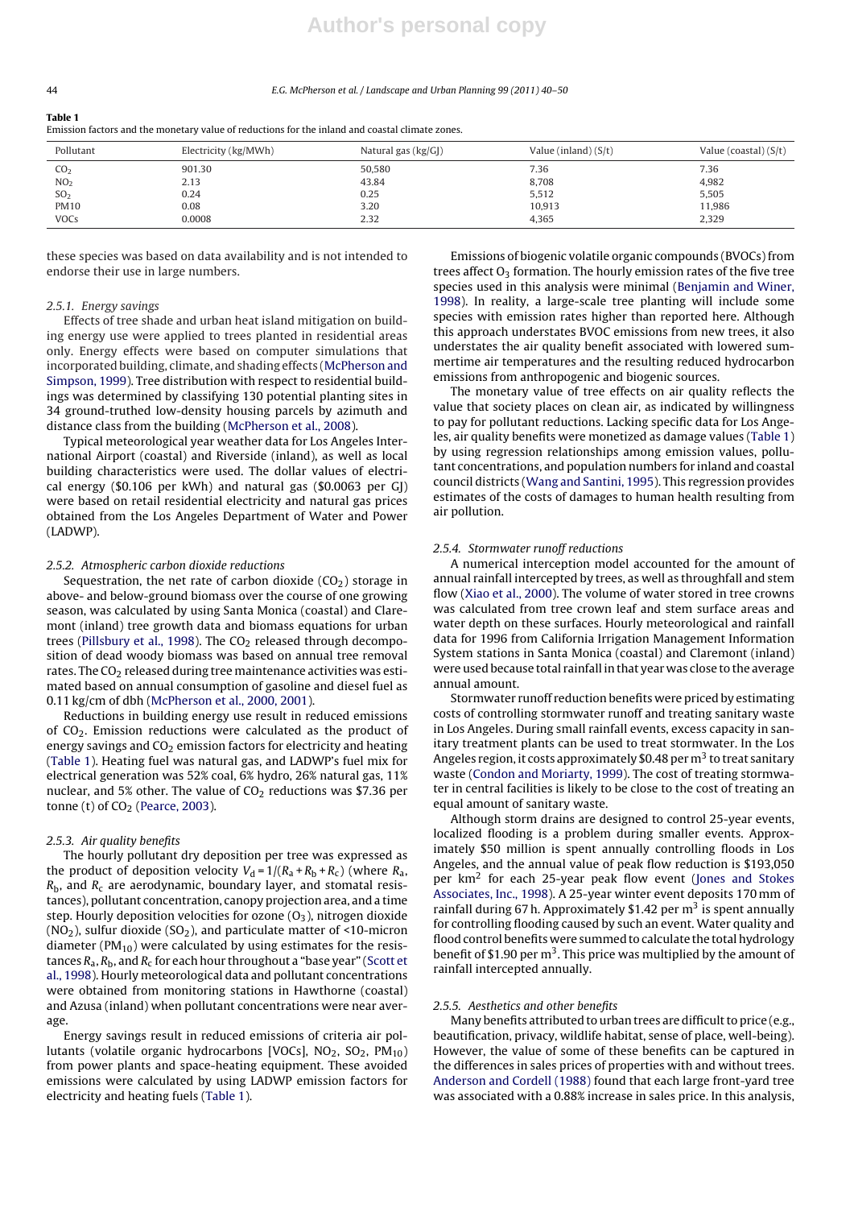**Table 1**
Emission factors and the monetary value of reductions for the inland and coastal climate zones.

| Pollutant | Electricity (kg/MWh) | Natural gas (kg/GJ) | Value (inland) ($/t) | Value (coastal) ($/t) |
|---|---|---|---|---|
| $CO_2$ | 901.30 | 50,580 | 7.36 | 7.36 |
| $NO_2$ | 2.13 | 43.84 | 8,708 | 4,982 |
| $SO_2$ | 0.24 | 0.25 | 5,512 | 5,505 |
| PM10 | 0.08 | 3.20 | 10,913 | 11,986 |
| VOCs | 0.0008 | 2.32 | 4,365 | 2,329 |

these species was based on data availability and is not intended to endorse their use in large numbers.

### 2.5.1. Energy savings

Effects of tree shade and urban heat island mitigation on building energy use were applied to trees planted in residential areas only. Energy effects were based on computer simulations that incorporated building, climate, and shading effects (McPherson and Simpson, 1999). Tree distribution with respect to residential buildings was determined by classifying 130 potential planting sites in 34 ground-truthed low-density housing parcels by azimuth and distance class from the building (McPherson et al., 2008).

Typical meteorological year weather data for Los Angeles International Airport (coastal) and Riverside (inland), as well as local building characteristics were used. The dollar values of electrical energy ($0.106 per kWh) and natural gas ($0.0063 per GJ) were based on retail residential electricity and natural gas prices obtained from the Los Angeles Department of Water and Power (LADWP).

### 2.5.2. Atmospheric carbon dioxide reductions

Sequestration, the net rate of carbon dioxide ($CO_2$) storage in above- and below-ground biomass over the course of one growing season, was calculated by using Santa Monica (coastal) and Claremont (inland) tree growth data and biomass equations for urban trees (Pillsbury et al., 1998). The $CO_2$ released through decomposition of dead woody biomass was based on annual tree removal rates. The $CO_2$ released during tree maintenance activities was estimated based on annual consumption of gasoline and diesel fuel as 0.11 kg/cm of dbh (McPherson et al., 2000, 2001).

Reductions in building energy use result in reduced emissions of $CO_2$. Emission reductions were calculated as the product of energy savings and $CO_2$ emission factors for electricity and heating (Table 1). Heating fuel was natural gas, and LADWP's fuel mix for electrical generation was 52% coal, 6% hydro, 26% natural gas, 11% nuclear, and 5% other. The value of $CO_2$ reductions was $7.36 per tonne (t) of $CO_2$ (Pearce, 2003).

### 2.5.3. Air quality benefits

The hourly pollutant dry deposition per tree was expressed as the product of deposition velocity $V_d = 1/(R_a + R_b + R_c)$ (where $R_a$, $R_b$, and $R_c$ are aerodynamic, boundary layer, and stomatal resistances), pollutant concentration, canopy projection area, and a time step. Hourly deposition velocities for ozone ($O_3$), nitrogen dioxide ($NO_2$), sulfur dioxide ($SO_2$), and particulate matter of <10-micron diameter ($PM_{10}$) were calculated by using estimates for the resistances $R_a$, $R_b$, and $R_c$ for each hour throughout a "base year" (Scott et al., 1998). Hourly meteorological data and pollutant concentrations were obtained from monitoring stations in Hawthorne (coastal) and Azusa (inland) when pollutant concentrations were near average.

Energy savings result in reduced emissions of criteria air pollutants (volatile organic hydrocarbons [VOCs], $NO_2$, $SO_2$, $PM_{10}$) from power plants and space-heating equipment. These avoided emissions were calculated by using LADWP emission factors for electricity and heating fuels (Table 1).

Emissions of biogenic volatile organic compounds (BVOCs) from trees affect $O_3$ formation. The hourly emission rates of the five tree species used in this analysis were minimal (Benjamin and Winer, 1998). In reality, a large-scale tree planting will include some species with emission rates higher than reported here. Although this approach understates BVOC emissions from new trees, it also understates the air quality benefit associated with lowered summertime air temperatures and the resulting reduced hydrocarbon emissions from anthropogenic and biogenic sources.

The monetary value of tree effects on air quality reflects the value that society places on clean air, as indicated by willingness to pay for pollutant reductions. Lacking specific data for Los Angeles, air quality benefits were monetized as damage values (Table 1) by using regression relationships among emission values, pollutant concentrations, and population numbers for inland and coastal council districts (Wang and Santini, 1995). This regression provides estimates of the costs of damages to human health resulting from air pollution.

### 2.5.4. Stormwater runoff reductions

A numerical interception model accounted for the amount of annual rainfall intercepted by trees, as well as throughfall and stem flow (Xiao et al., 2000). The volume of water stored in tree crowns was calculated from tree crown leaf and stem surface areas and water depth on these surfaces. Hourly meteorological and rainfall data for 1996 from California Irrigation Management Information System stations in Santa Monica (coastal) and Claremont (inland) were used because total rainfall in that year was close to the average annual amount.

Stormwater runoff reduction benefits were priced by estimating costs of controlling stormwater runoff and treating sanitary waste in Los Angeles. During small rainfall events, excess capacity in sanitary treatment plants can be used to treat stormwater. In the Los Angeles region, it costs approximately $0.48 per $m^3$ to treat sanitary waste (Condon and Moriarty, 1999). The cost of treating stormwater in central facilities is likely to be close to the cost of treating an equal amount of sanitary waste.

Although storm drains are designed to control 25-year events, localized flooding is a problem during smaller events. Approximately $50 million is spent annually controlling floods in Los Angeles, and the annual value of peak flow reduction is $193,050 per $km^2$ for each 25-year peak flow event (Jones and Stokes Associates, Inc., 1998). A 25-year winter event deposits 170 mm of rainfall during 67 h. Approximately $1.42 per $m^3$ is spent annually for controlling flooding caused by such an event. Water quality and flood control benefits were summed to calculate the total hydrology benefit of $1.90 per $m^3$. This price was multiplied by the amount of rainfall intercepted annually.

### 2.5.5. Aesthetics and other benefits

Many benefits attributed to urban trees are difficult to price (e.g., beautification, privacy, wildlife habitat, sense of place, well-being). However, the value of some of these benefits can be captured in the differences in sales prices of properties with and without trees. Anderson and Cordell (1988) found that each large front-yard tree was associated with a 0.88% increase in sales price. In this analysis,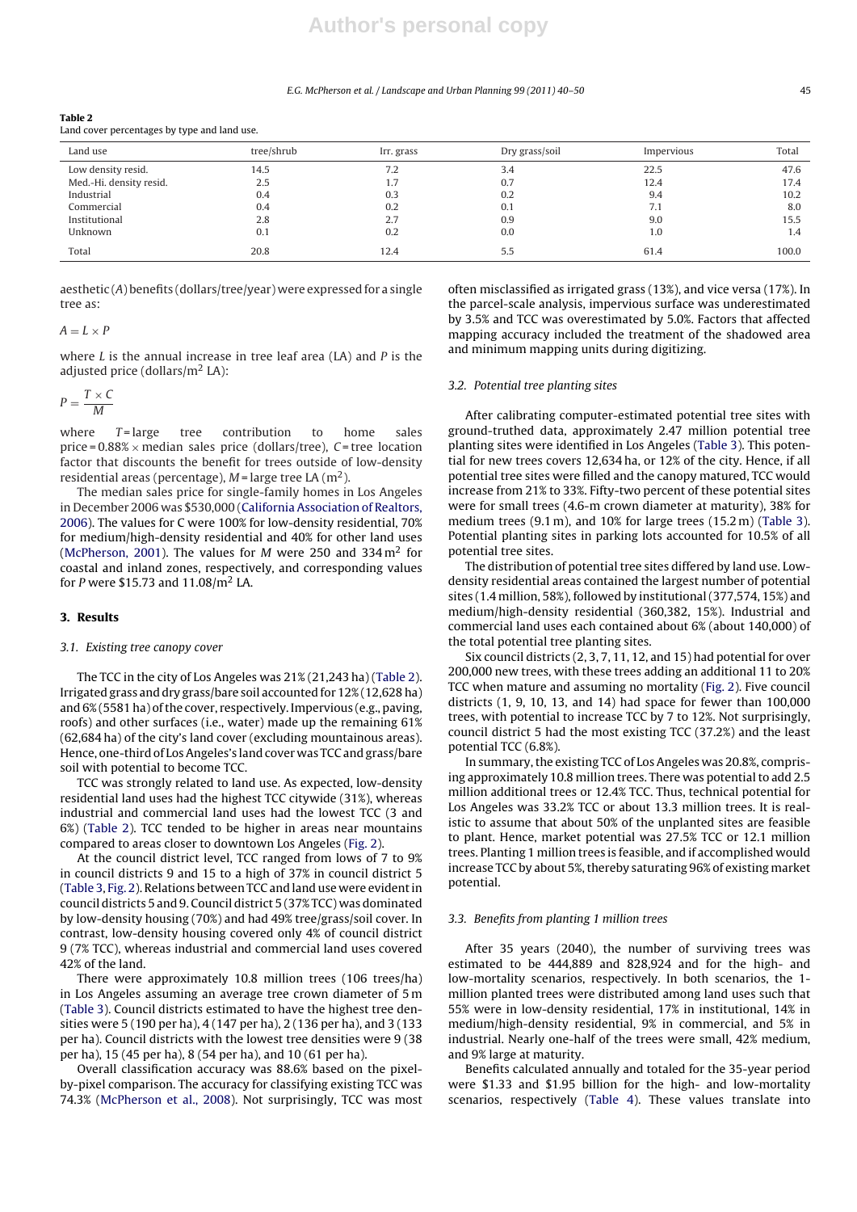**Table 2**
Land cover percentages by type and land use.

| Land use | tree/shrub | Irr. grass | Dry grass/soil | Impervious | Total |
|---|---|---|---|---|---|
| Low density resid. | 14.5 | 7.2 | 3.4 | 22.5 | 47.6 |
| Med.-Hi. density resid. | 2.5 | 1.7 | 0.7 | 12.4 | 17.4 |
| Industrial | 0.4 | 0.3 | 0.2 | 9.4 | 10.2 |
| Commercial | 0.4 | 0.2 | 0.1 | 7.1 | 8.0 |
| Institutional | 2.8 | 2.7 | 0.9 | 9.0 | 15.5 |
| Unknown | 0.1 | 0.2 | 0.0 | 1.0 | 1.4 |
| Total | 20.8 | 12.4 | 5.5 | 61.4 | 100.0 |

aesthetic ($A$) benefits (dollars/tree/year) were expressed for a single tree as:

$$A = L \times P$$

where $L$ is the annual increase in tree leaf area (LA) and $P$ is the adjusted price (dollars/m$^2$ LA):

$$P = \frac{T \times C}{M}$$

where $T$ = large tree contribution to home sales price = 0.88% × median sales price (dollars/tree), $C$ = tree location factor that discounts the benefit for trees outside of low-density residential areas (percentage), $M$ = large tree LA (m$^2$).

The median sales price for single-family homes in Los Angeles in December 2006 was $530,000 (California Association of Realtors, 2006). The values for C were 100% for low-density residential, 70% for medium/high-density residential and 40% for other land uses (McPherson, 2001). The values for $M$ were 250 and 334 m$^2$ for coastal and inland zones, respectively, and corresponding values for $P$ were $15.73 and 11.08/m$^2$ LA.

## 3. Results

### 3.1. Existing tree canopy cover

The TCC in the city of Los Angeles was 21% (21,243 ha) (Table 2). Irrigated grass and dry grass/bare soil accounted for 12% (12,628 ha) and 6% (5581 ha) of the cover, respectively. Impervious (e.g., paving, roofs) and other surfaces (i.e., water) made up the remaining 61% (62,684 ha) of the city's land cover (excluding mountainous areas). Hence, one-third of Los Angeles's land cover was TCC and grass/bare soil with potential to become TCC.

TCC was strongly related to land use. As expected, low-density residential land uses had the highest TCC citywide (31%), whereas industrial and commercial land uses had the lowest TCC (3 and 6%) (Table 2). TCC tended to be higher in areas near mountains compared to areas closer to downtown Los Angeles (Fig. 2).

At the council district level, TCC ranged from lows of 7 to 9% in council districts 9 and 15 to a high of 37% in council district 5 (Table 3, Fig. 2). Relations between TCC and land use were evident in council districts 5 and 9. Council district 5 (37% TCC) was dominated by low-density housing (70%) and had 49% tree/grass/soil cover. In contrast, low-density housing covered only 4% of council district 9 (7% TCC), whereas industrial and commercial land uses covered 42% of the land.

There were approximately 10.8 million trees (106 trees/ha) in Los Angeles assuming an average tree crown diameter of 5 m (Table 3). Council districts estimated to have the highest tree densities were 5 (190 per ha), 4 (147 per ha), 2 (136 per ha), and 3 (133 per ha). Council districts with the lowest tree densities were 9 (38 per ha), 15 (45 per ha), 8 (54 per ha), and 10 (61 per ha).

Overall classification accuracy was 88.6% based on the pixel-by-pixel comparison. The accuracy for classifying existing TCC was 74.3% (McPherson et al., 2008). Not surprisingly, TCC was most often misclassified as irrigated grass (13%), and vice versa (17%). In the parcel-scale analysis, impervious surface was underestimated by 3.5% and TCC was overestimated by 5.0%. Factors that affected mapping accuracy included the treatment of the shadowed area and minimum mapping units during digitizing.

### 3.2. Potential tree planting sites

After calibrating computer-estimated potential tree sites with ground-truthed data, approximately 2.47 million potential tree planting sites were identified in Los Angeles (Table 3). This potential for new trees covers 12,634 ha, or 12% of the city. Hence, if all potential tree sites were filled and the canopy matured, TCC would increase from 21% to 33%. Fifty-two percent of these potential sites were for small trees (4.6-m crown diameter at maturity), 38% for medium trees (9.1 m), and 10% for large trees (15.2 m) (Table 3). Potential planting sites in parking lots accounted for 10.5% of all potential tree sites.

The distribution of potential tree sites differed by land use. Low-density residential areas contained the largest number of potential sites (1.4 million, 58%), followed by institutional (377,574, 15%) and medium/high-density residential (360,382, 15%). Industrial and commercial land uses each contained about 6% (about 140,000) of the total potential tree planting sites.

Six council districts (2, 3, 7, 11, 12, and 15) had potential for over 200,000 new trees, with these trees adding an additional 11 to 20% TCC when mature and assuming no mortality (Fig. 2). Five council districts (1, 9, 10, 13, and 14) had space for fewer than 100,000 trees, with potential to increase TCC by 7 to 12%. Not surprisingly, council district 5 had the most existing TCC (37.2%) and the least potential TCC (6.8%).

In summary, the existing TCC of Los Angeles was 20.8%, comprising approximately 10.8 million trees. There was potential to add 2.5 million additional trees or 12.4% TCC. Thus, technical potential for Los Angeles was 33.2% TCC or about 13.3 million trees. It is realistic to assume that about 50% of the unplanted sites are feasible to plant. Hence, market potential was 27.5% TCC or 12.1 million trees. Planting 1 million trees is feasible, and if accomplished would increase TCC by about 5%, thereby saturating 96% of existing market potential.

### 3.3. Benefits from planting 1 million trees

After 35 years (2040), the number of surviving trees was estimated to be 444,889 and 828,924 and for the high- and low-mortality scenarios, respectively. In both scenarios, the 1-million planted trees were distributed among land uses such that 55% were in low-density residential, 17% in institutional, 14% in medium/high-density residential, 9% in commercial, and 5% in industrial. Nearly one-half of the trees were small, 42% medium, and 9% large at maturity.

Benefits calculated annually and totaled for the 35-year period were $1.33 and $1.95 billion for the high- and low-mortality scenarios, respectively (Table 4). These values translate into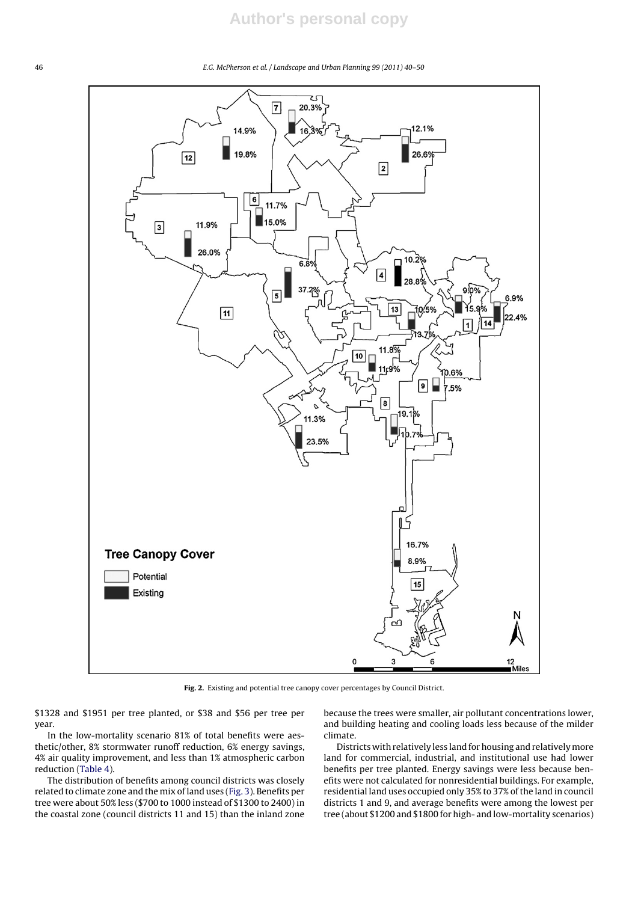Fig. 2. Existing and potential tree canopy cover percentages by Council District.

$1328 and $1951 per tree planted, or $38 and $56 per tree per year.

In the low-mortality scenario 81% of total benefits were aesthetic/other, 8% stormwater runoff reduction, 6% energy savings, 4% air quality improvement, and less than 1% atmospheric carbon reduction (Table 4).

The distribution of benefits among council districts was closely related to climate zone and the mix of land uses (Fig. 3). Benefits per tree were about 50% less ($700 to 1000 instead of $1300 to 2400) in the coastal zone (council districts 11 and 15) than the inland zone because the trees were smaller, air pollutant concentrations lower, and building heating and cooling loads less because of the milder climate.

Districts with relatively less land for housing and relatively more land for commercial, industrial, and institutional use had lower benefits per tree planted. Energy savings were less because benefits were not calculated for nonresidential buildings. For example, residential land uses occupied only 35% to 37% of the land in council districts 1 and 9, and average benefits were among the lowest per tree (about $1200 and $1800 for high- and low-mortality scenarios)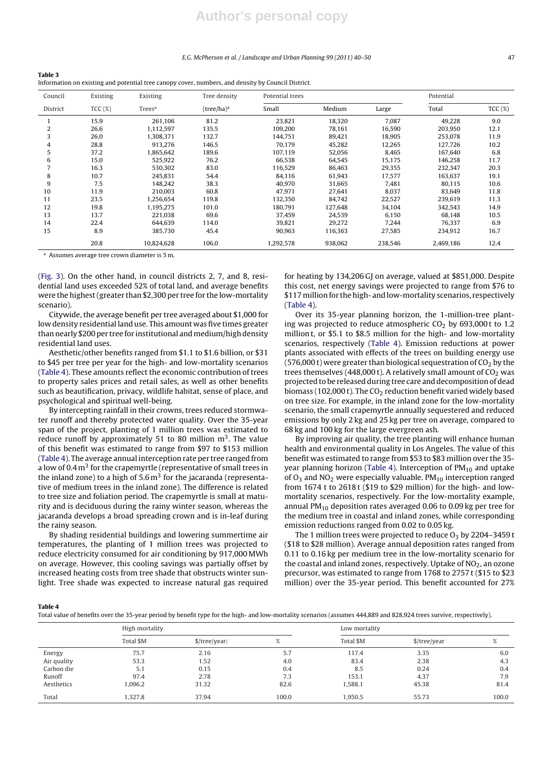**Table 3**
Information on existing and potential tree canopy cover, numbers, and density by Council District.

| Council | Existing | Existing | Tree density | Potential trees | | | Potential | |
|---|---|---|---|---|---|---|---|---|
| District | TCC (%) | Trees[a] | (tree/ha)[a] | Small | Medium | Large | Total | TCC (%) |
| 1 | 15.9 | 261,106 | 81.2 | 23,821 | 18,320 | 7,087 | 49,228 | 9.0 |
| 2 | 26.6 | 1,112,597 | 135.5 | 109,200 | 78,161 | 16,590 | 203,950 | 12.1 |
| 3 | 26.0 | 1,308,371 | 132.7 | 144,751 | 89,421 | 18,905 | 253,078 | 11.9 |
| 4 | 28.8 | 913,276 | 146.5 | 70,179 | 45,282 | 12,265 | 127,726 | 10.2 |
| 5 | 37.2 | 1,865,642 | 189.6 | 107,119 | 52,056 | 8,465 | 167,640 | 6.8 |
| 6 | 15.0 | 525,922 | 76.2 | 66,538 | 64,545 | 15,175 | 146,258 | 11.7 |
| 7 | 16.3 | 530,302 | 83.0 | 116,529 | 86,463 | 29,355 | 232,347 | 20.3 |
| 8 | 10.7 | 245,831 | 54.4 | 84,116 | 61,943 | 17,577 | 163,637 | 19.1 |
| 9 | 7.5 | 148,242 | 38.3 | 40,970 | 31,665 | 7,481 | 80,115 | 10.6 |
| 10 | 11.9 | 210,003 | 60.8 | 47,971 | 27,641 | 8,037 | 83,649 | 11.8 |
| 11 | 23.5 | 1,256,654 | 119.8 | 132,350 | 84,742 | 22,527 | 239,619 | 11.3 |
| 12 | 19.8 | 1,195,275 | 101.0 | 180,791 | 127,648 | 34,104 | 342,543 | 14.9 |
| 13 | 13.7 | 221,038 | 69.6 | 37,459 | 24,539 | 6,150 | 68,148 | 10.5 |
| 14 | 22.4 | 644,639 | 114.0 | 39,821 | 29,272 | 7,244 | 76,337 | 6.9 |
| 15 | 8.9 | 385,730 | 45.4 | 90,963 | 116,363 | 27,585 | 234,912 | 16.7 |
| | 20.8 | 10,824,628 | 106.0 | 1,292,578 | 938,062 | 238,546 | 2,469,186 | 12.4 |

[a] Assumes average tree crown diameter is 5 m.

(Fig. 3). On the other hand, in council districts 2, 7, and 8, residential land uses exceeded 52% of total land, and average benefits were the highest (greater than $2,300 per tree for the low-mortality scenario).

Citywide, the average benefit per tree averaged about $1,000 for low density residential land use. This amount was five times greater than nearly $200 per tree for institutional and medium/high density residential land uses.

Aesthetic/other benefits ranged from $1.1 to $1.6 billion, or $31 to $45 per tree per year for the high- and low-mortality scenarios (Table 4). These amounts reflect the economic contribution of trees to property sales prices and retail sales, as well as other benefits such as beautification, privacy, wildlife habitat, sense of place, and psychological and spiritual well-being.

By intercepting rainfall in their crowns, trees reduced stormwater runoff and thereby protected water quality. Over the 35-year span of the project, planting of 1 million trees was estimated to reduce runoff by approximately 51 to 80 million $m^3$. The value of this benefit was estimated to range from $97 to $153 million (Table 4). The average annual interception rate per tree ranged from a low of 0.4 $m^3$ for the crapemyrtle (representative of small trees in the inland zone) to a high of 5.6 $m^3$ for the jacaranda (representative of medium trees in the inland zone). The difference is related to tree size and foliation period. The crapemyrtle is small at maturity and is deciduous during the rainy winter season, whereas the jacaranda develops a broad spreading crown and is in-leaf during the rainy season.

By shading residential buildings and lowering summertime air temperatures, the planting of 1 million trees was projected to reduce electricity consumed for air conditioning by 917,000 MWh on average. However, this cooling savings was partially offset by increased heating costs from tree shade that obstructs winter sunlight. Tree shade was expected to increase natural gas required for heating by 134,206 GJ on average, valued at $851,000. Despite this cost, net energy savings were projected to range from $76 to $117 million for the high- and low-mortality scenarios, respectively (Table 4).

Over its 35-year planning horizon, the 1-million-tree planting was projected to reduce atmospheric $CO_2$ by 693,000 t to 1.2 million t, or $5.1 to $8.5 million for the high- and low-mortality scenarios, respectively (Table 4). Emission reductions at power plants associated with effects of the trees on building energy use (576,000 t) were greater than biological sequestration of $CO_2$ by the trees themselves (448,000 t). A relatively small amount of $CO_2$ was projected to be released during tree care and decomposition of dead biomass (102,000 t). The $CO_2$ reduction benefit varied widely based on tree size. For example, in the inland zone for the low-mortality scenario, the small crapemyrtle annually sequestered and reduced emissions by only 2 kg and 25 kg per tree on average, compared to 68 kg and 100 kg for the large evergreen ash.

By improving air quality, the tree planting will enhance human health and environmental quality in Los Angeles. The value of this benefit was estimated to range from $53 to $83 million over the 35-year planning horizon (Table 4). Interception of $PM_{10}$ and uptake of $O_3$ and $NO_2$ were especially valuable. $PM_{10}$ interception ranged from 1674 t to 2618 t ($19 to $29 million) for the high- and low-mortality scenarios, respectively. For the low-mortality example, annual $PM_{10}$ deposition rates averaged 0.06 to 0.09 kg per tree for the medium tree in coastal and inland zones, while corresponding emission reductions ranged from 0.02 to 0.05 kg.

The 1 million trees were projected to reduce $O_3$ by 2204–3459 t ($18 to $28 million). Average annual deposition rates ranged from 0.11 to 0.16 kg per medium tree in the low-mortality scenario for the coastal and inland zones, respectively. Uptake of $NO_2$, an ozone precursor, was estimated to range from 1768 to 2757 t ($15 to $23 million) over the 35-year period. This benefit accounted for 27%

**Table 4**
Total value of benefits over the 35-year period by benefit type for the high- and low-mortality scenarios (assumes 444,889 and 828,924 trees survive, respectively).

| | High mortality | | | Low mortality | | |
|---|---|---|---|---|---|---|
| | Total $M | $/tree/year | % | Total $M | $/tree/year | % |
| Energy | 75.7 | 2.16 | 5.7 | 117.4 | 3.35 | 6.0 |
| Air quality | 53.3 | 1.52 | 4.0 | 83.4 | 2.38 | 4.3 |
| Carbon die | 5.1 | 0.15 | 0.4 | 8.5 | 0.24 | 0.4 |
| Runoff | 97.4 | 2.78 | 7.3 | 153.1 | 4.37 | 7.9 |
| Aesthetics | 1,096.2 | 31.32 | 82.6 | 1,588.1 | 45.38 | 81.4 |
| Total | 1,327.8 | 37.94 | 100.0 | 1,950.5 | 55.73 | 100.0 |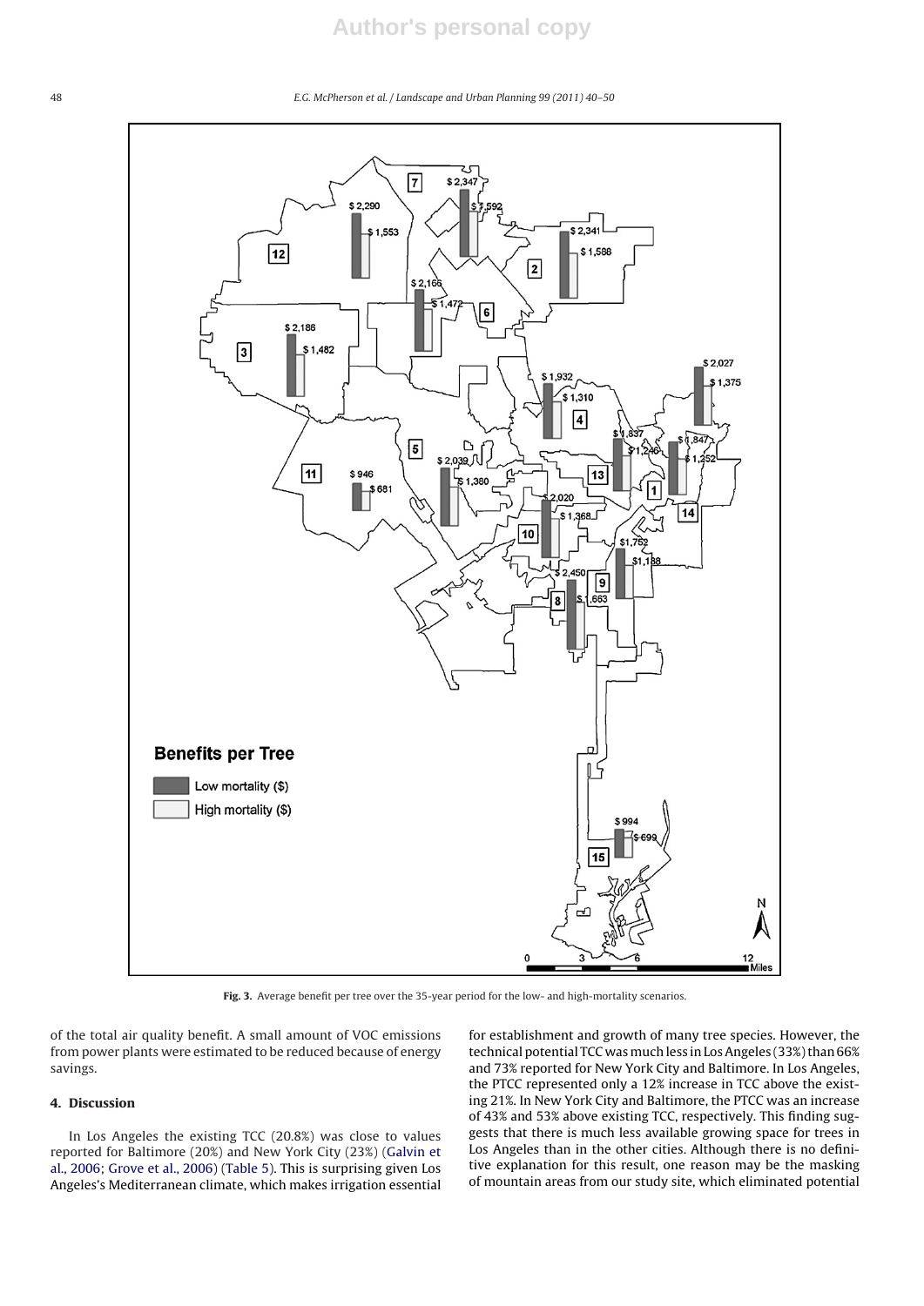Fig. 3. Average benefit per tree over the 35-year period for the low- and high-mortality scenarios.

of the total air quality benefit. A small amount of VOC emissions from power plants were estimated to be reduced because of energy savings.

## 4. Discussion

In Los Angeles the existing TCC (20.8%) was close to values reported for Baltimore (20%) and New York City (23%) (Galvin et al., 2006; Grove et al., 2006) (Table 5). This is surprising given Los Angeles's Mediterranean climate, which makes irrigation essential for establishment and growth of many tree species. However, the technical potential TCC was much less in Los Angeles (33%) than 66% and 73% reported for New York City and Baltimore. In Los Angeles, the PTCC represented only a 12% increase in TCC above the existing 21%. In New York City and Baltimore, the PTCC was an increase of 43% and 53% above existing TCC, respectively. This finding suggests that there is much less available growing space for trees in Los Angeles than in the other cities. Although there is no definitive explanation for this result, one reason may be the masking of mountain areas from our study site, which eliminated potential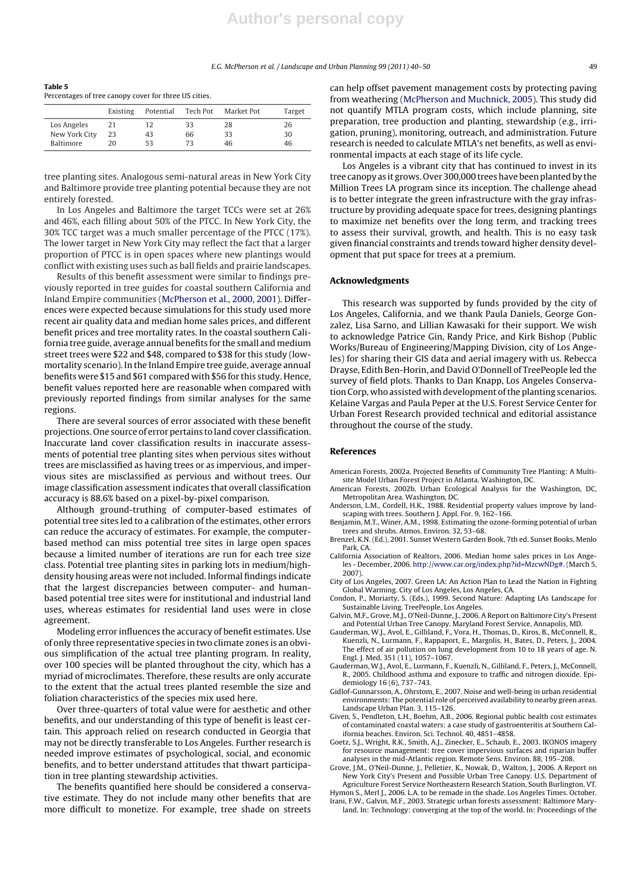**Table 5**
Percentages of tree canopy cover for three US cities.

| | Existing | Potential | Tech Pot | Market Pot | Target |
|---|---|---|---|---|---|
| Los Angeles | 21 | 12 | 33 | 28 | 26 |
| New York City | 23 | 43 | 66 | 33 | 30 |
| Baltimore | 20 | 53 | 73 | 46 | 46 |

tree planting sites. Analogous semi-natural areas in New York City and Baltimore provide tree planting potential because they are not entirely forested.

In Los Angeles and Baltimore the target TCCs were set at 26% and 46%, each filling about 50% of the PTCC. In New York City, the 30% TCC target was a much smaller percentage of the PTCC (17%). The lower target in New York City may reflect the fact that a larger proportion of PTCC is in open spaces where new plantings would conflict with existing uses such as ball fields and prairie landscapes.

Results of this benefit assessment were similar to findings previously reported in tree guides for coastal southern California and Inland Empire communities (McPherson et al., 2000, 2001). Differences were expected because simulations for this study used more recent air quality data and median home sales prices, and different benefit prices and tree mortality rates. In the coastal southern California tree guide, average annual benefits for the small and medium street trees were $22 and $48, compared to $38 for this study (low-mortality scenario). In the Inland Empire tree guide, average annual benefits were $15 and $61 compared with $56 for this study. Hence, benefit values reported here are reasonable when compared with previously reported findings from similar analyses for the same regions.

There are several sources of error associated with these benefit projections. One source of error pertains to land cover classification. Inaccurate land cover classification results in inaccurate assessments of potential tree planting sites when pervious sites without trees are misclassified as having trees or as impervious, and impervious sites are misclassified as pervious and without trees. Our image classification assessment indicates that overall classification accuracy is 88.6% based on a pixel-by-pixel comparison.

Although ground-truthing of computer-based estimates of potential tree sites led to a calibration of the estimates, other errors can reduce the accuracy of estimates. For example, the computer-based method can miss potential tree sites in large open spaces because a limited number of iterations are run for each tree size class. Potential tree planting sites in parking lots in medium/high-density housing areas were not included. Informal findings indicate that the largest discrepancies between computer- and human-based potential tree sites were for institutional and industrial land uses, whereas estimates for residential land uses were in close agreement.

Modeling error influences the accuracy of benefit estimates. Use of only three representative species in two climate zones is an obvious simplification of the actual tree planting program. In reality, over 100 species will be planted throughout the city, which has a myriad of microclimates. Therefore, these results are only accurate to the extent that the actual trees planted resemble the size and foliation characteristics of the species mix used here.

Over three-quarters of total value were for aesthetic and other benefits, and our understanding of this type of benefit is least certain. This approach relied on research conducted in Georgia that may not be directly transferable to Los Angeles. Further research is needed improve estimates of psychological, social, and economic benefits, and to better understand attitudes that thwart participation in tree planting stewardship activities.

The benefits quantified here should be considered a conservative estimate. They do not include many other benefits that are more difficult to monetize. For example, tree shade on streets can help offset pavement management costs by protecting paving from weathering (McPherson and Muchnick, 2005). This study did not quantify MTLA program costs, which include planning, site preparation, tree production and planting, stewardship (e.g., irrigation, pruning), monitoring, outreach, and administration. Future research is needed to calculate MTLA's net benefits, as well as environmental impacts at each stage of its life cycle.

Los Angeles is a vibrant city that has continued to invest in its tree canopy as it grows. Over 300,000 trees have been planted by the Million Trees LA program since its inception. The challenge ahead is to better integrate the green infrastructure with the gray infrastructure by providing adequate space for trees, designing plantings to maximize net benefits over the long term, and tracking trees to assess their survival, growth, and health. This is no easy task given financial constraints and trends toward higher density development that put space for trees at a premium.

## Acknowledgments

This research was supported by funds provided by the city of Los Angeles, California, and we thank Paula Daniels, George Gonzalez, Lisa Sarno, and Lillian Kawasaki for their support. We wish to acknowledge Patrice Gin, Randy Price, and Kirk Bishop (Public Works/Bureau of Engineering/Mapping Division, city of Los Angeles) for sharing their GIS data and aerial imagery with us. Rebecca Drayse, Edith Ben-Horin, and David O'Donnell of TreePeople led the survey of field plots. Thanks to Dan Knapp, Los Angeles Conservation Corp, who assisted with development of the planting scenarios. Kelaine Vargas and Paula Peper at the U.S. Forest Service Center for Urban Forest Research provided technical and editorial assistance throughout the course of the study.

## References

American Forests, 2002a. Projected Benefits of Community Tree Planting: A Multi-site Model Urban Forest Project in Atlanta. Washington, DC.

American Forests, 2002b. Urban Ecological Analysis for the Washington, DC, Metropolitan Area. Washington, DC.

Anderson, L.M., Cordell, H.K., 1988. Residential property values improve by landscaping with trees. Southern J. Appl. For. 9, 162–166.

Benjamin, M.T., Winer, A.M., 1998. Estimating the ozone-forming potential of urban trees and shrubs. Atmos. Environ. 32, 53–68.

Brenzel, K.N. (Ed.), 2001. Sunset Western Garden Book, 7th ed. Sunset Books, Menlo Park, CA.

California Association of Realtors, 2006. Median home sales prices in Los Angeles - December, 2006. http://www.car.org/index.php?id=MzcwNDg#. (March 5, 2007).

City of Los Angeles, 2007. Green LA: An Action Plan to Lead the Nation in Fighting Global Warming. City of Los Angeles, Los Angeles, CA.

Condon, P., Moriarty, S. (Eds.), 1999. Second Nature: Adapting LAs Landscape for Sustainable Living. TreePeople, Los Angeles.

Galvin, M.F., Grove, M.J., O'Neil-Dunne, J., 2006. A Report on Baltimore City's Present and Potential Urban Tree Canopy. Maryland Forest Service, Annapolis, MD.

Gauderman, W.J., Avol, E., Gilliland, F., Vora, H., Thomas, D., Kiros, B., McConnell, R., Kuenzli, N., Lurmann, F., Rappaport, E., Margolis, H., Bates, D., Peters, J., 2004. The effect of air pollution on lung development from 10 to 18 years of age. N. Engl. J. Med. 351 (11), 1057–1067.

Gauderman, W.J., Avol, E., Lurmann, F., Kuenzli, N., Gilliland, F., Peters, J., McConnell, R., 2005. Childhood asthma and exposure to traffic and nitrogen dioxide. Epidemiology 16 (6), 737–743.

Gidlof-Gunnarsson, A., Ohrstom, E., 2007. Noise and well-being in urban residential environments: The potential role of perceived availability to nearby green areas. Landscape Urban Plan. 3, 115–126.

Given, S., Pendleton, L.H., Boehm, A.B., 2006. Regional public health cost estimates of contaminated coastal waters: a case study of gastroenteritis at Southern California beaches. Environ. Sci. Technol. 40, 4851–4858.

Goetz, S.J., Wright, R.K., Smith, A.J., Zinecker, E., Schaub, E., 2003. IKONOS imagery for resource management: tree cover impervious surfaces and riparian buffer analyses in the mid-Atlantic region. Remote Sens. Environ. 88, 195–208.

Grove, J.M., O'Neil-Dunne, J., Pelletier, K., Nowak, D., Walton, J., 2006. A Report on New York City's Present and Possible Urban Tree Canopy. U.S. Department of Agriculture Forest Service Northeastern Research Station, South Burlington, VT.

Hymon S., Merl J., 2006. L.A. to be remade in the shade. Los Angeles Times. October.

Irani, F.W., Galvin, M.F., 2003. Strategic urban forests assessment: Baltimore Maryland. In: Technology: converging at the top of the world. In: Proceedings of the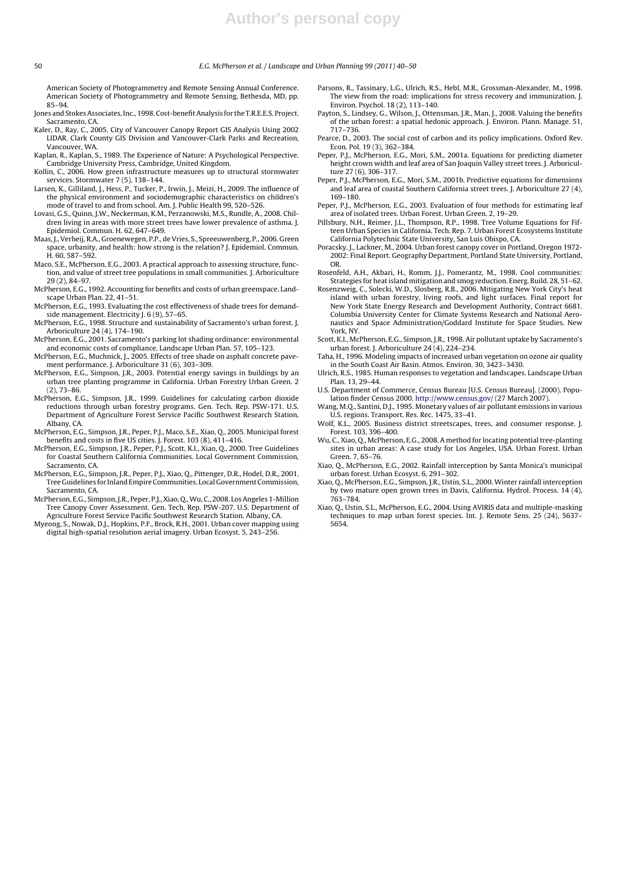American Society of Photogrammetry and Remote Sensing Annual Conference. American Society of Photogrammetry and Remote Sensing, Bethesda, MD, pp. 85–94.

Jones and Stokes Associates, Inc., 1998. Cost-benefit Analysis for the T.R.E.E.S. Project. Sacramento, CA.

Kaler, D., Ray, C., 2005. City of Vancouver Canopy Report GIS Analysis Using 2002 LIDAR. Clark County GIS Division and Vancouver-Clark Parks and Recreation, Vancouver, WA.

Kaplan, R., Kaplan, S., 1989. The Experience of Nature: A Psychological Perspective. Cambridge University Press, Cambridge, United Kingdom.

Kollin, C., 2006. How green infrastructure measures up to structural stormwater services. Stormwater 7 (5), 138–144.

Larsen, K., Gilliland, J., Hess, P., Tucker, P., Irwin, J., Meizi, H., 2009. The influence of the physical environment and sociodemographic characteristics on children's mode of travel to and from school. Am. J. Public Health 99, 520–526.

Lovasi, G.S., Quinn, J.W., Neckerman, K.M., Perzanowski, M.S., Rundle, A., 2008. Children living in areas with more street trees have lower prevalence of asthma. J. Epidemiol. Commun. H. 62, 647–649.

Maas, J., Verheij, R.A., Groenewegen, P.P., de Vries, S., Spreeuwenberg, P., 2006. Green space, urbanity, and health: how strong is the relation? J. Epidemiol. Commun. H. 60, 587–592.

Maco, S.E., McPherson, E.G., 2003. A practical approach to assessing structure, function, and value of street tree populations in small communities. J. Arboriculture 29 (2), 84–97.

McPherson, E.G., 1992. Accounting for benefits and costs of urban greenspace. Landscape Urban Plan. 22, 41–51.

McPherson, E.G., 1993. Evaluating the cost effectiveness of shade trees for demand-side management. Electricity J. 6 (9), 57–65.

McPherson, E.G., 1998. Structure and sustainability of Sacramento's urban forest. J. Arboriculture 24 (4), 174–190.

McPherson, E.G., 2001. Sacramento's parking lot shading ordinance: environmental and economic costs of compliance. Landscape Urban Plan. 57, 105–123.

McPherson, E.G., Muchnick, J., 2005. Effects of tree shade on asphalt concrete pavement performance. J. Arboriculture 31 (6), 303–309.

McPherson, E.G., Simpson, J.R., 2003. Potential energy savings in buildings by an urban tree planting programme in California. Urban Forestry Urban Green. 2 (2), 73–86.

McPherson, E.G., Simpson, J.R., 1999. Guidelines for calculating carbon dioxide reductions through urban forestry programs. Gen. Tech. Rep. PSW-171. U.S. Department of Agriculture Forest Service Pacific Southwest Research Station, Albany, CA.

McPherson, E.G., Simpson, J.R., Peper, P.J., Maco, S.E., Xiao, Q., 2005. Municipal forest benefits and costs in five US cities. J. Forest. 103 (8), 411–416.

McPherson, E.G., Simpson, J.R., Peper, P.J., Scott, K.I., Xiao, Q., 2000. Tree Guidelines for Coastal Southern California Communities. Local Government Commission, Sacramento, CA.

McPherson, E.G., Simpson, J.R., Peper, P.J., Xiao, Q., Pittenger, D.R., Hodel, D.R., 2001. Tree Guidelines for Inland Empire Communities. Local Government Commission, Sacramento, CA.

McPherson, E.G., Simpson, J.R., Peper, P.J., Xiao, Q., Wu, C., 2008. Los Angeles 1-Million Tree Canopy Cover Assessment. Gen. Tech. Rep. PSW-207. U.S. Department of Agriculture Forest Service Pacific Southwest Research Station. Albany, CA.

Myeong, S., Nowak, D.J., Hopkins, P.F., Brock, R.H., 2001. Urban cover mapping using digital high-spatial resolution aerial imagery. Urban Ecosyst. 5, 243–256.

Parsons, R., Tassinary, L.G., Ulrich, R.S., Hebl, M.R., Grossman-Alexander, M., 1998. The view from the road: implications for stress recovery and immunization. J. Environ. Psychol. 18 (2), 113–140.

Payton, S., Lindsey, G., Wilson, J., Ottensman, J.R., Man, J., 2008. Valuing the benefits of the urban forest: a spatial hedonic approach. J. Environ. Plann. Manage. 51, 717–736.

Pearce, D., 2003. The social cost of carbon and its policy implications. Oxford Rev. Econ. Pol. 19 (3), 362–384.

Peper, P.J., McPherson, E.G., Mori, S.M., 2001a. Equations for predicting diameter height crown width and leaf area of San Joaquin Valley street trees. J. Arboriculture 27 (6), 306–317.

Peper, P.J., McPherson, E.G., Mori, S.M., 2001b. Predictive equations for dimensions and leaf area of coastal Southern California street trees. J. Arboriculture 27 (4), 169–180.

Peper, P.J., McPherson, E.G., 2003. Evaluation of four methods for estimating leaf area of isolated trees. Urban Forest. Urban Green. 2, 19–29.

Pillsbury, N.H., Reimer, J.L., Thompson, R.P., 1998. Tree Volume Equations for Fifteen Urban Species in California. Tech. Rep. 7. Urban Forest Ecosystems Institute California Polytechnic State University, San Luis Obispo, CA.

Poracsky, J., Lackner, M., 2004. Urban forest canopy cover in Portland, Oregon 1972-2002: Final Report. Geography Department, Portland State University, Portland, OR.

Rosenfeld, A.H., Akbari, H., Romm, J.J., Pomerantz, M., 1998. Cool communities: Strategies for heat island mitigation and smog reduction. Energ. Build. 28, 51–62.

Rosenzweig, C., Solecki, W.D., Slosberg, R.B., 2006. Mitigating New York City's heat island with urban forestry, living roofs, and light surfaces. Final report for New York State Energy Research and Development Authority, Contract 6681. Columbia University Center for Climate Systems Research and National Aeronautics and Space Administration/Goddard Institute for Space Studies. New York, NY.

Scott, K.I., McPherson, E.G., Simpson, J.R., 1998. Air pollutant uptake by Sacramento's urban forest. J. Arboriculture 24 (4), 224–234.

Taha, H., 1996. Modeling impacts of increased urban vegetation on ozone air quality in the South Coast Air Basin. Atmos. Environ. 30, 3423–3430.

Ulrich, R.S., 1985. Human responses to vegetation and landscapes. Landscape Urban Plan. 13, 29–44.

U.S. Department of Commerce, Census Bureau [U.S. Census Bureau]. (2000). Population finder Census 2000. http://www.census.gov/ (27 March 2007).

Wang, M.Q., Santini, D.J., 1995. Monetary values of air pollutant emissions in various U.S. regions. Transport. Res. Rec. 1475, 33–41.

Wolf, K.L., 2005. Business district streetscapes, trees, and consumer response. J. Forest. 103, 396–400.

Wu, C., Xiao, Q., McPherson, E.G., 2008. A method for locating potential tree-planting sites in urban areas: A case study for Los Angeles, USA. Urban Forest. Urban Green. 7, 65–76.

Xiao, Q., McPherson, E.G., 2002. Rainfall interception by Santa Monica's municipal urban forest. Urban Ecosyst. 6, 291–302.

Xiao, Q., McPherson, E.G., Simpson, J.R., Ustin, S.L., 2000. Winter rainfall interception by two mature open grown trees in Davis, California. Hydrol. Process. 14 (4), 763–784.

Xiao, Q., Ustin, S.L., McPherson, E.G., 2004. Using AVIRIS data and multiple-masking techniques to map urban forest species. Int. J. Remote Sens. 25 (24), 5637–5654.